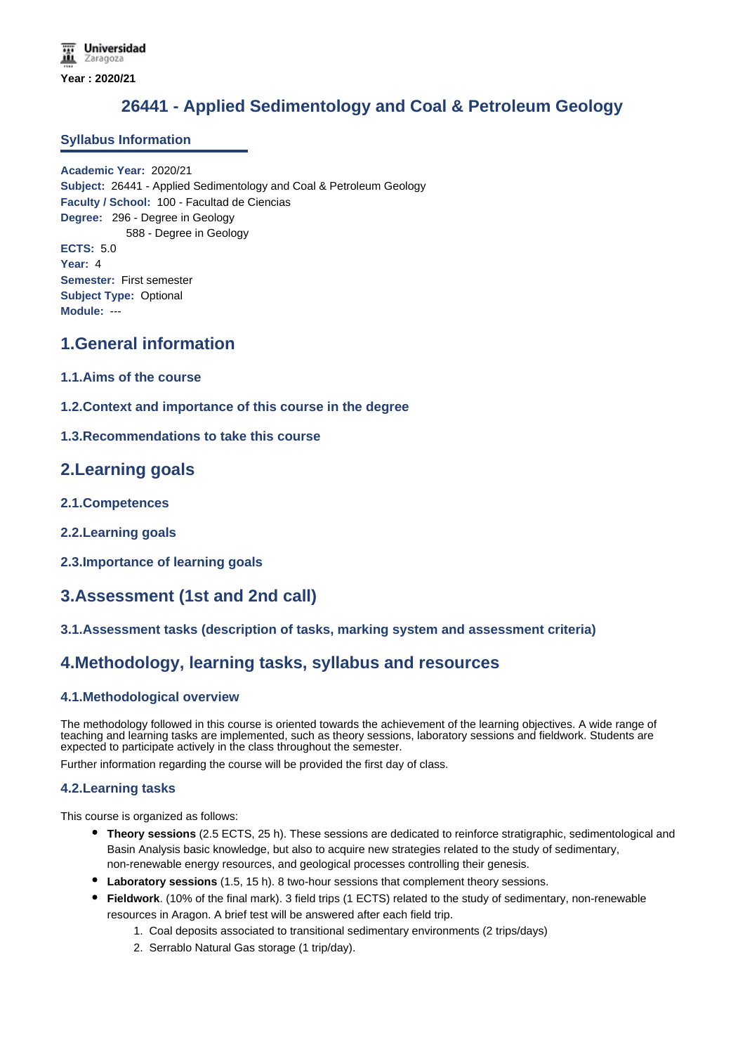Universidad Zaragoza

**Year : 2020/21**

# 26441 - Applied Sedimentology and Coal & Petroleum Geology

## Syllabus Information

**Academic Year:** 2020/21
**Subject:** 26441 - Applied Sedimentology and Coal & Petroleum Geology
**Faculty / School:** 100 - Facultad de Ciencias
**Degree:** 296 - Degree in Geology
588 - Degree in Geology
**ECTS:** 5.0
**Year:** 4
**Semester:** First semester
**Subject Type:** Optional
**Module:** ---

## 1.General information

### 1.1.Aims of the course

### 1.2.Context and importance of this course in the degree

### 1.3.Recommendations to take this course

## 2.Learning goals

### 2.1.Competences

### 2.2.Learning goals

### 2.3.Importance of learning goals

## 3.Assessment (1st and 2nd call)

### 3.1.Assessment tasks (description of tasks, marking system and assessment criteria)

## 4.Methodology, learning tasks, syllabus and resources

### 4.1.Methodological overview

The methodology followed in this course is oriented towards the achievement of the learning objectives. A wide range of teaching and learning tasks are implemented, such as theory sessions, laboratory sessions and fieldwork. Students are expected to participate actively in the class throughout the semester.

Further information regarding the course will be provided the first day of class.

### 4.2.Learning tasks

This course is organized as follows:

- **Theory sessions** (2.5 ECTS, 25 h). These sessions are dedicated to reinforce stratigraphic, sedimentological and Basin Analysis basic knowledge, but also to acquire new strategies related to the study of sedimentary, non-renewable energy resources, and geological processes controlling their genesis.
- **Laboratory sessions** (1.5, 15 h). 8 two-hour sessions that complement theory sessions.
- **Fieldwork**. (10% of the final mark). 3 field trips (1 ECTS) related to the study of sedimentary, non-renewable resources in Aragon. A brief test will be answered after each field trip.
  1. Coal deposits associated to transitional sedimentary environments (2 trips/days)
  2. Serrablo Natural Gas storage (1 trip/day).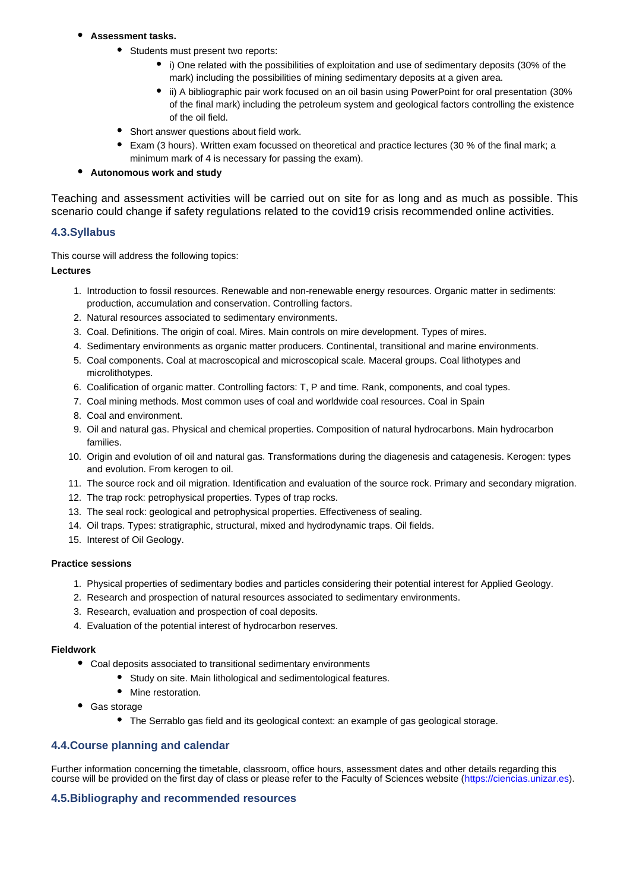- **Assessment tasks.**
    - Students must present two reports:
        - i) One related with the possibilities of exploitation and use of sedimentary deposits (30% of the mark) including the possibilities of mining sedimentary deposits at a given area.
        - ii) A bibliographic pair work focused on an oil basin using PowerPoint for oral presentation (30% of the final mark) including the petroleum system and geological factors controlling the existence of the oil field.
    - Short answer questions about field work.
    - Exam (3 hours). Written exam focussed on theoretical and practice lectures (30 % of the final mark; a minimum mark of 4 is necessary for passing the exam).
- **Autonomous work and study**

Teaching and assessment activities will be carried out on site for as long and as much as possible. This scenario could change if safety regulations related to the covid19 crisis recommended online activities.

## 4.3.Syllabus

This course will address the following topics:

**Lectures**

1. Introduction to fossil resources. Renewable and non-renewable energy resources. Organic matter in sediments: production, accumulation and conservation. Controlling factors.
2. Natural resources associated to sedimentary environments.
3. Coal. Definitions. The origin of coal. Mires. Main controls on mire development. Types of mires.
4. Sedimentary environments as organic matter producers. Continental, transitional and marine environments.
5. Coal components. Coal at macroscopical and microscopical scale. Maceral groups. Coal lithotypes and microlithotypes.
6. Coalification of organic matter. Controlling factors: T, P and time. Rank, components, and coal types.
7. Coal mining methods. Most common uses of coal and worldwide coal resources. Coal in Spain
8. Coal and environment.
9. Oil and natural gas. Physical and chemical properties. Composition of natural hydrocarbons. Main hydrocarbon families.
10. Origin and evolution of oil and natural gas. Transformations during the diagenesis and catagenesis. Kerogen: types and evolution. From kerogen to oil.
11. The source rock and oil migration. Identification and evaluation of the source rock. Primary and secondary migration.
12. The trap rock: petrophysical properties. Types of trap rocks.
13. The seal rock: geological and petrophysical properties. Effectiveness of sealing.
14. Oil traps. Types: stratigraphic, structural, mixed and hydrodynamic traps. Oil fields.
15. Interest of Oil Geology.

**Practice sessions**

1. Physical properties of sedimentary bodies and particles considering their potential interest for Applied Geology.
2. Research and prospection of natural resources associated to sedimentary environments.
3. Research, evaluation and prospection of coal deposits.
4. Evaluation of the potential interest of hydrocarbon reserves.

**Fieldwork**

- Coal deposits associated to transitional sedimentary environments
    - Study on site. Main lithological and sedimentological features.
    - Mine restoration.
- Gas storage
    - The Serrablo gas field and its geological context: an example of gas geological storage.

## 4.4.Course planning and calendar

Further information concerning the timetable, classroom, office hours, assessment dates and other details regarding this course will be provided on the first day of class or please refer to the Faculty of Sciences website (https://ciencias.unizar.es).

## 4.5.Bibliography and recommended resources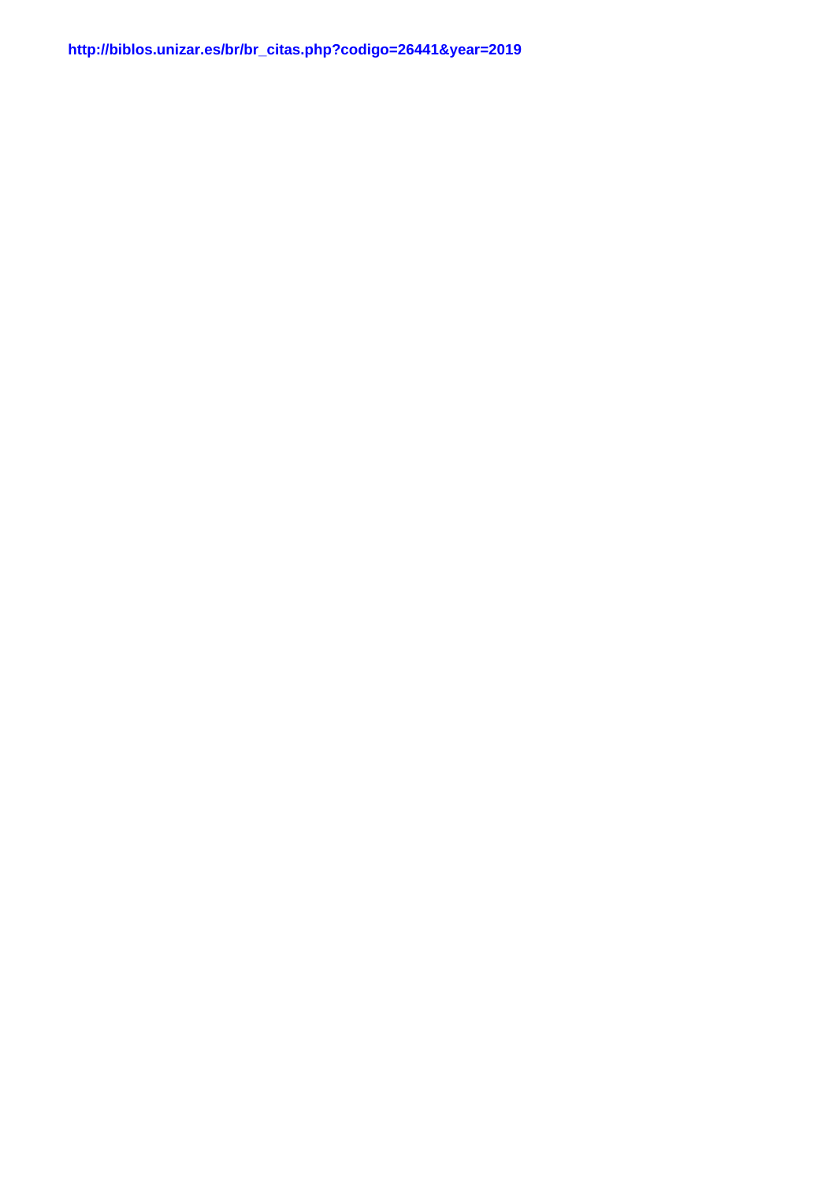http://biblos.unizar.es/br/br_citas.php?codigo=26441&year=2019